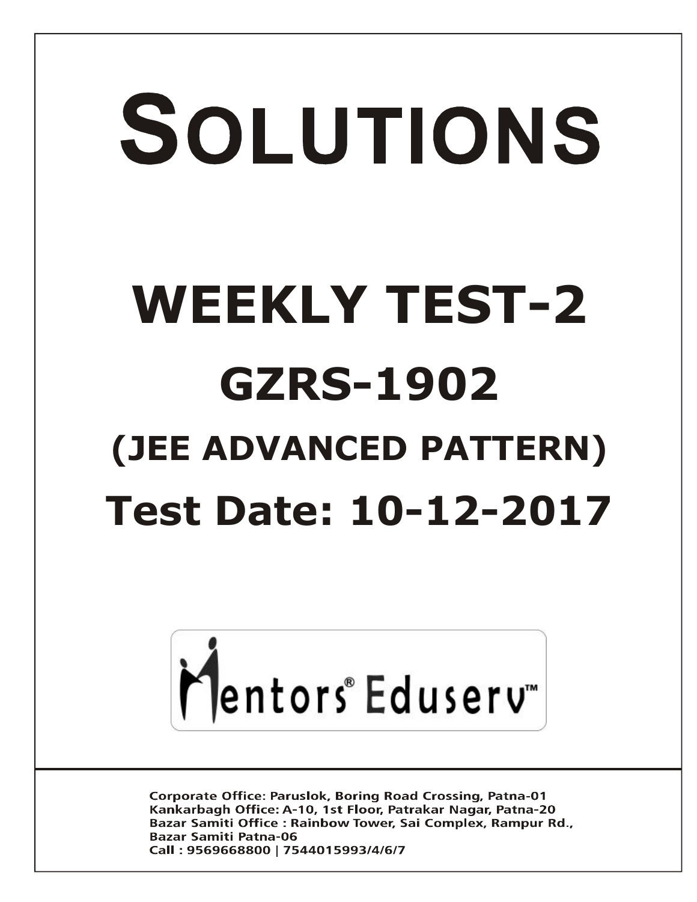# SOLUTIONS

# WEEKLY TEST-2

# GZRS-1902

## (JEE ADVANCED PATTERN)

## Test Date: 10-12-2017

Mentors® Eduserv™

Corporate Office: Paruslok, Boring Road Crossing, Patna-01
Kankarbagh Office: A-10, 1st Floor, Patrakar Nagar, Patna-20
Bazar Samiti Office : Rainbow Tower, Sai Complex, Rampur Rd., Bazar Samiti Patna-06
Call : 9569668800 | 7544015993/4/6/7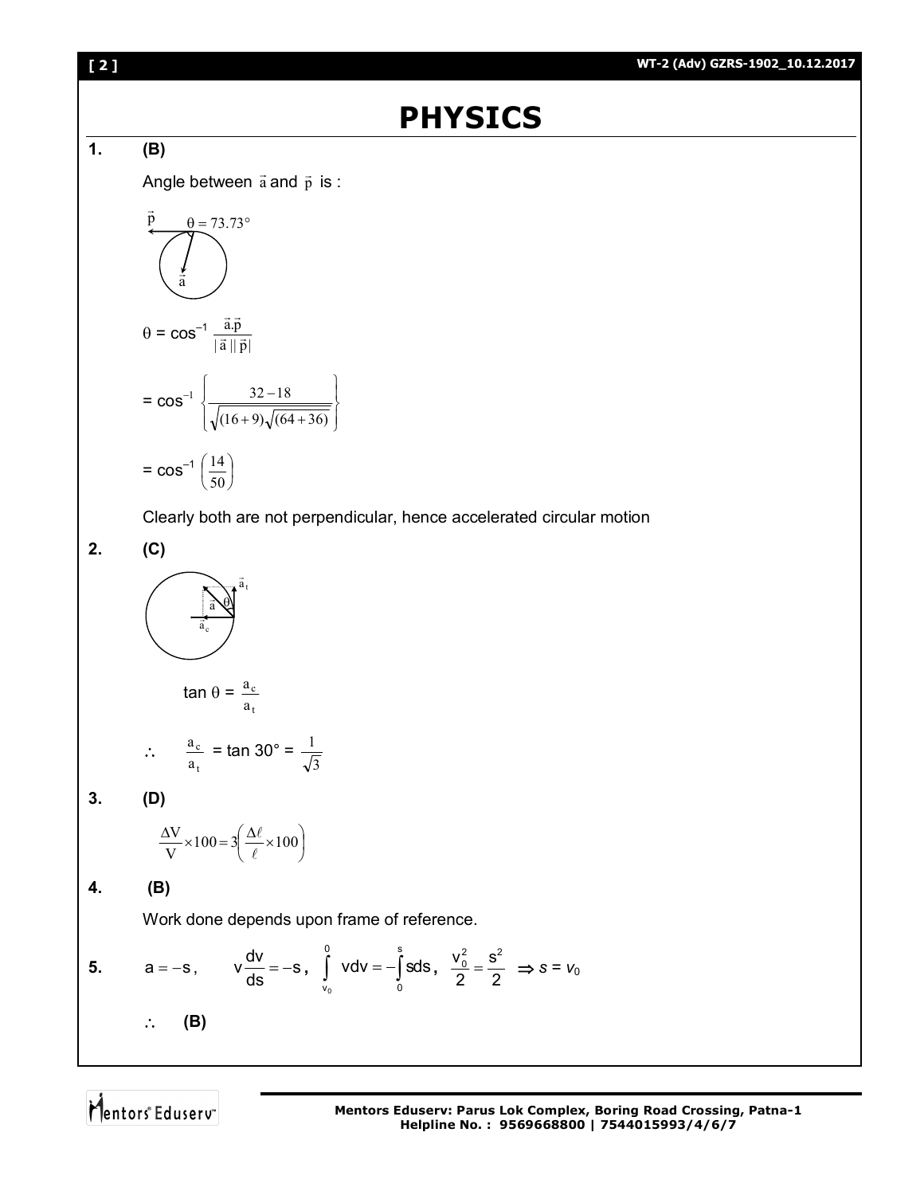# PHYSICS

**1.** **(B)**

Angle between $\vec{a}$ and $\vec{p}$ is :

$\vec{p}$ $\theta = 73.73°$ $\vec{a}$

$\theta = \cos^{-1} \frac{\vec{a}.\vec{p}}{|\vec{a}||\vec{p}|}$

$= \cos^{-1} \left\{ \frac{32-18}{\sqrt{(16+9)}\sqrt{(64+36)}} \right\}$

$= \cos^{-1} \left( \frac{14}{50} \right)$

Clearly both are not perpendicular, hence accelerated circular motion

**2.** **(C)**

$\tan \theta = \frac{a_c}{a_t}$

$\therefore \quad \frac{a_c}{a_t} = \tan 30° = \frac{1}{\sqrt{3}}$

**3.** **(D)**

$$\frac{\Delta V}{V} \times 100 = 3\left(\frac{\Delta \ell}{\ell} \times 100\right)$$

**4.** **(B)**

Work done depends upon frame of reference.

**5.** $a = -s$, $\quad v\frac{dv}{ds} = -s$, $\int_{v_0}^{0} vdv = -\int_{0}^{s} sds$, $\frac{v_0^2}{2} = \frac{s^2}{2} \Rightarrow s = v_0$

$\therefore$ **(B)**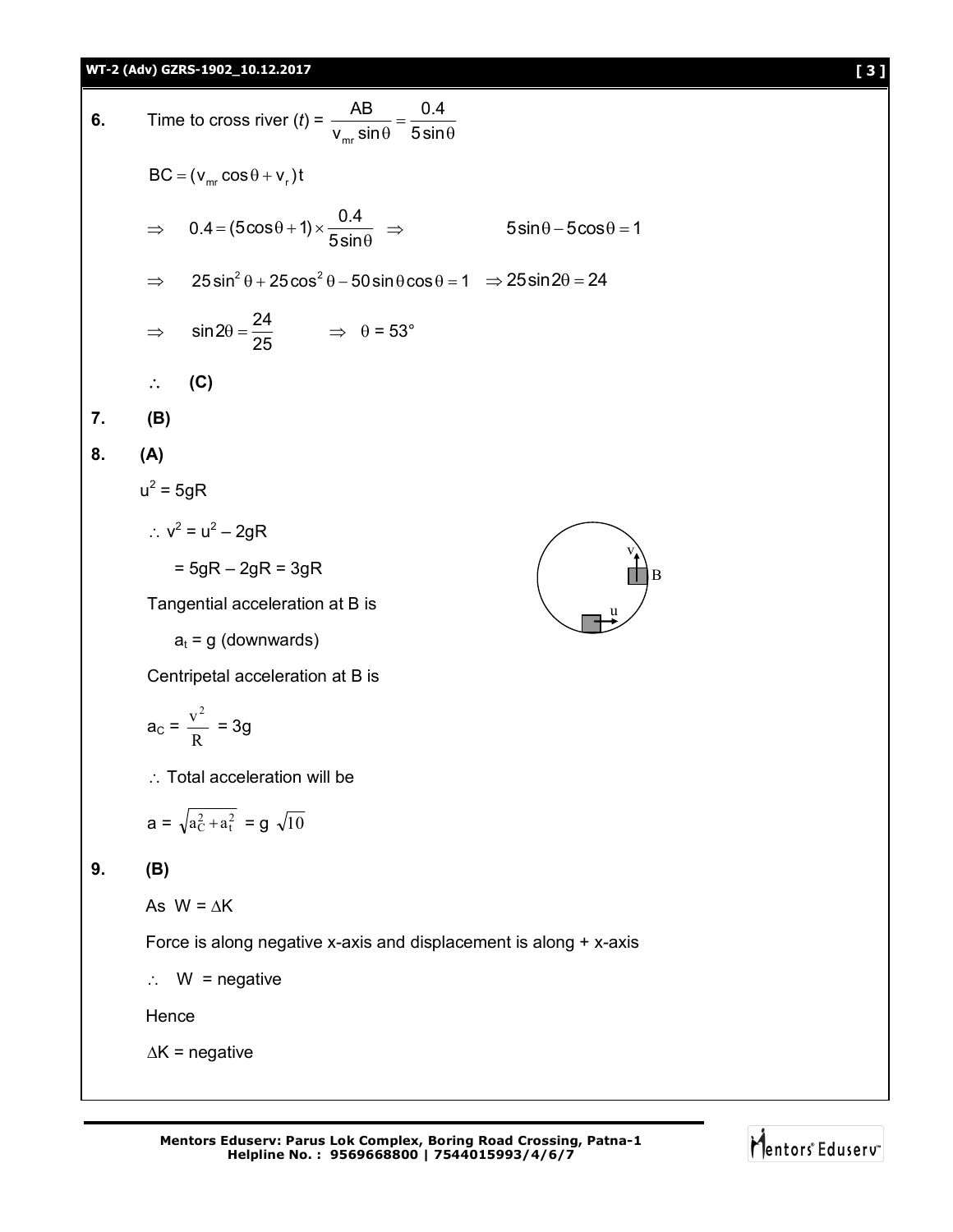**6.** Time to cross river ($t$) = $\dfrac{AB}{v_{mr}\sin\theta} = \dfrac{0.4}{5\sin\theta}$

$BC = (v_{mr}\cos\theta + v_r)t$

$\Rightarrow \quad 0.4 = (5\cos\theta + 1) \times \dfrac{0.4}{5\sin\theta} \quad \Rightarrow \qquad 5\sin\theta - 5\cos\theta = 1$

$\Rightarrow \quad 25\sin^2\theta + 25\cos^2\theta - 50\sin\theta\cos\theta = 1 \quad \Rightarrow 25\sin 2\theta = 24$

$\Rightarrow \quad \sin 2\theta = \dfrac{24}{25} \qquad \Rightarrow \quad \theta = 53°$

$\therefore$ **(C)**

**7.** **(B)**

**8.** **(A)**

$u^2 = 5gR$

$\therefore\ v^2 = u^2 - 2gR$

$= 5gR - 2gR = 3gR$

Tangential acceleration at B is

$a_t = g$ (downwards)

Centripetal acceleration at B is

$a_C = \dfrac{v^2}{R} = 3g$

$\therefore$ Total acceleration will be

$a = \sqrt{a_C^2 + a_t^2} = g\sqrt{10}$

**9.** **(B)**

As $W = \Delta K$

Force is along negative x-axis and displacement is along + x-axis

$\therefore \quad W$ = negative

Hence

$\Delta K$ = negative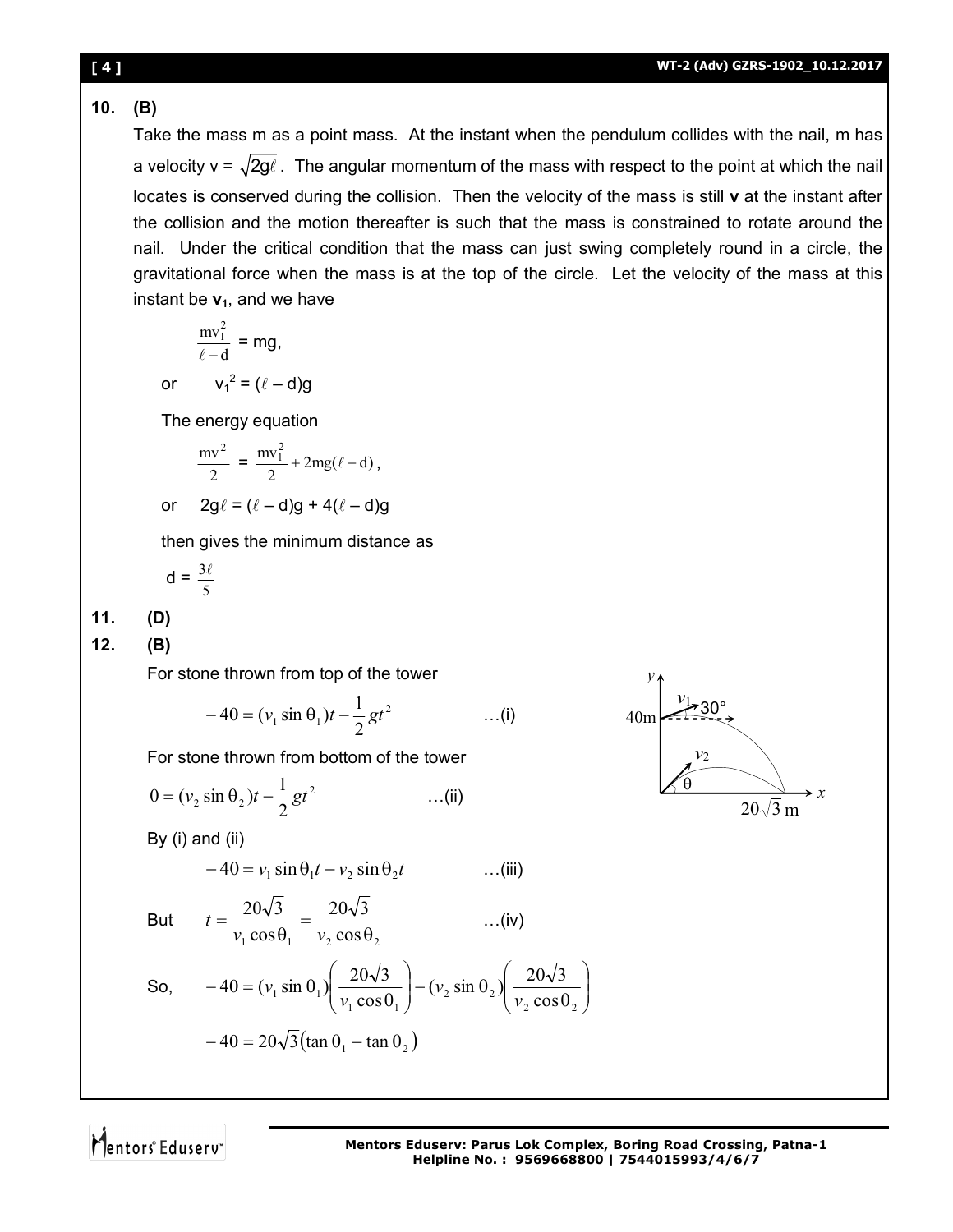**10. (B)**

Take the mass m as a point mass. At the instant when the pendulum collides with the nail, m has a velocity v = $\sqrt{2g\ell}$. The angular momentum of the mass with respect to the point at which the nail locates is conserved during the collision. Then the velocity of the mass is still **v** at the instant after the collision and the motion thereafter is such that the mass is constrained to rotate around the nail. Under the critical condition that the mass can just swing completely round in a circle, the gravitational force when the mass is at the top of the circle. Let the velocity of the mass at this instant be $\mathbf{v_1}$, and we have

$$\frac{mv_1^2}{\ell - d} = mg,$$

or $\quad v_1^2 = (\ell - d)g$

The energy equation

$$\frac{mv^2}{2} = \frac{mv_1^2}{2} + 2mg(\ell - d),$$

or $\quad 2g\ell = (\ell - d)g + 4(\ell - d)g$

then gives the minimum distance as

$$d = \frac{3\ell}{5}$$

**11. (D)**

**12. (B)**

For stone thrown from top of the tower

$$-40 = (v_1 \sin\theta_1)t - \frac{1}{2}gt^2 \qquad \text{...(i)}$$

For stone thrown from bottom of the tower

$$0 = (v_2 \sin\theta_2)t - \frac{1}{2}gt^2 \qquad \text{...(ii)}$$

By (i) and (ii)

$$-40 = v_1 \sin\theta_1 t - v_2 \sin\theta_2 t \qquad \text{...(iii)}$$

But $\quad t = \dfrac{20\sqrt{3}}{v_1\cos\theta_1} = \dfrac{20\sqrt{3}}{v_2\cos\theta_2} \qquad \text{...(iv)}$

So, $\quad -40 = (v_1 \sin\theta_1)\left(\dfrac{20\sqrt{3}}{v_1\cos\theta_1}\right) - (v_2 \sin\theta_2)\left(\dfrac{20\sqrt{3}}{v_2\cos\theta_2}\right)$

$$-40 = 20\sqrt{3}\left(\tan\theta_1 - \tan\theta_2\right)$$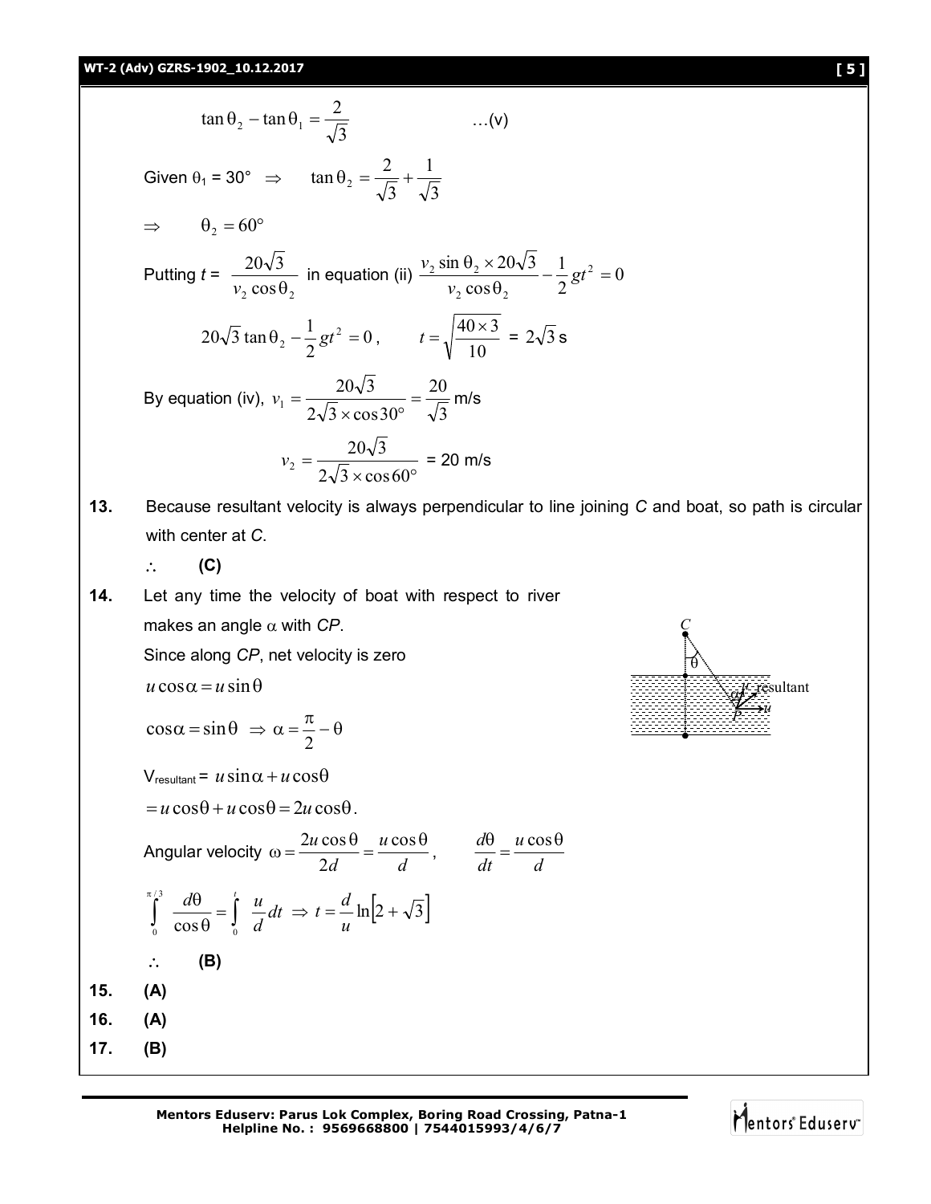$$\tan\theta_2 - \tan\theta_1 = \frac{2}{\sqrt{3}} \qquad \ldots(v)$$

Given $\theta_1 = 30° \Rightarrow \quad \tan\theta_2 = \frac{2}{\sqrt{3}} + \frac{1}{\sqrt{3}}$

$\Rightarrow \quad \theta_2 = 60°$

Putting $t = \frac{20\sqrt{3}}{v_2\cos\theta_2}$ in equation (ii) $\frac{v_2\sin\theta_2 \times 20\sqrt{3}}{v_2\cos\theta_2} - \frac{1}{2}gt^2 = 0$

$$20\sqrt{3}\tan\theta_2 - \frac{1}{2}gt^2 = 0, \qquad t = \sqrt{\frac{40\times 3}{10}} = 2\sqrt{3}\text{ s}$$

By equation (iv), $v_1 = \frac{20\sqrt{3}}{2\sqrt{3}\times\cos 30°} = \frac{20}{\sqrt{3}}$ m/s

$$v_2 = \frac{20\sqrt{3}}{2\sqrt{3}\times\cos 60°} = 20\text{ m/s}$$

**13.** Because resultant velocity is always perpendicular to line joining *C* and boat, so path is circular with center at *C*.

$\therefore$ **(C)**

**14.** Let any time the velocity of boat with respect to river makes an angle $\alpha$ with *CP*.

Since along *CP*, net velocity is zero

$u\cos\alpha = u\sin\theta$

$\cos\alpha = \sin\theta \Rightarrow \alpha = \frac{\pi}{2} - \theta$

$V_{resultant} = u\sin\alpha + u\cos\theta$

$= u\cos\theta + u\cos\theta = 2u\cos\theta$.

Angular velocity $\omega = \frac{2u\cos\theta}{2d} = \frac{u\cos\theta}{d}$, $\qquad \frac{d\theta}{dt} = \frac{u\cos\theta}{d}$

$$\int_0^{\pi/3} \frac{d\theta}{\cos\theta} = \int_0^t \frac{u}{d}dt \Rightarrow t = \frac{d}{u}\ln\left[2+\sqrt{3}\right]$$

$\therefore$ **(B)**

**15.** **(A)**

**16.** **(A)**

**17.** **(B)**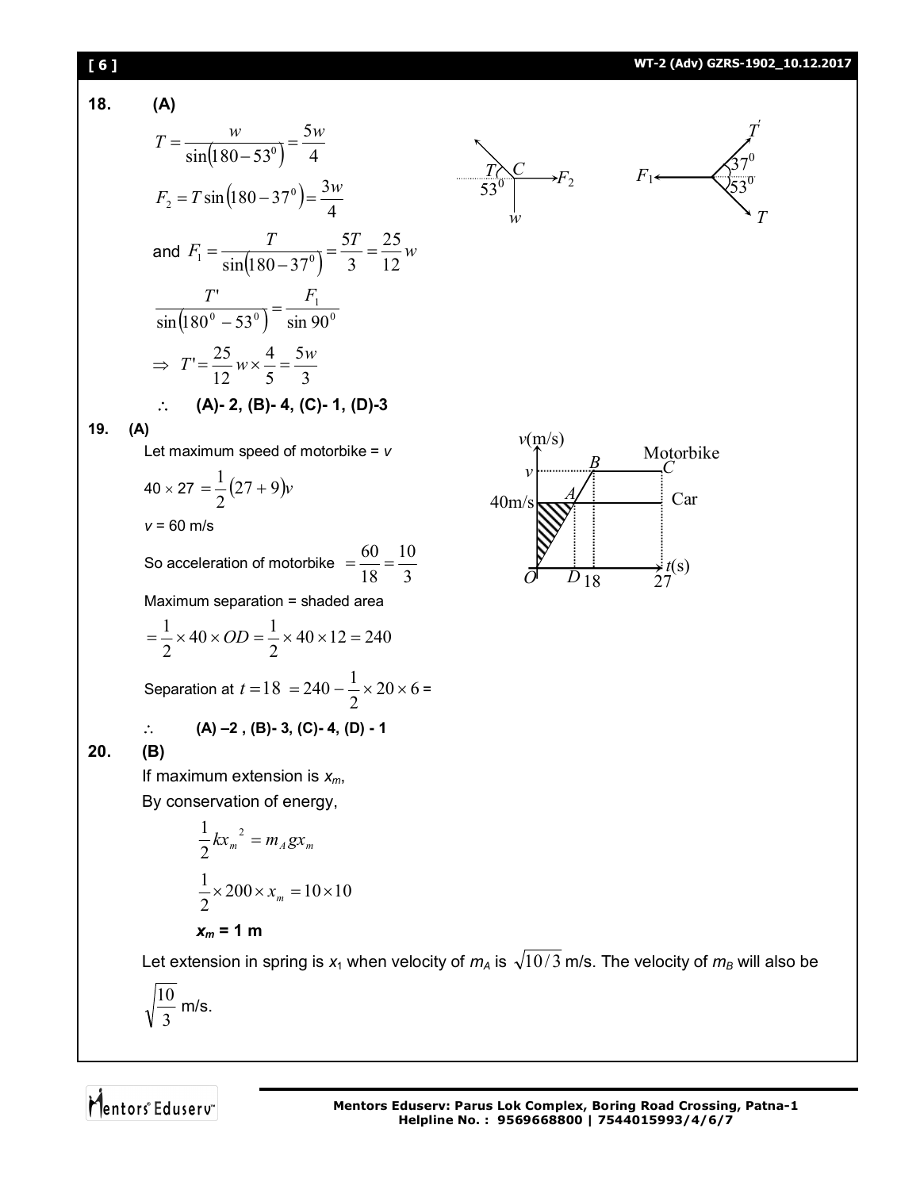**18. (A)**

$$T = \frac{w}{\sin(180 - 53^0)} = \frac{5w}{4}$$

$$F_2 = T\sin(180 - 37^0) = \frac{3w}{4}$$

and $F_1 = \dfrac{T}{\sin(180 - 37^0)} = \dfrac{5T}{3} = \dfrac{25}{12}w$

$$\frac{T'}{\sin(180^0 - 53^0)} = \frac{F_1}{\sin 90^0}$$

$$\Rightarrow T' = \frac{25}{12}w \times \frac{4}{5} = \frac{5w}{3}$$

$\therefore$ **(A)- 2, (B)- 4, (C)- 1, (D)-3**

**19. (A)**

Let maximum speed of motorbike = $v$

$$40 \times 27 = \frac{1}{2}(27 + 9)v$$

$v$ = 60 m/s

So acceleration of motorbike $= \dfrac{60}{18} = \dfrac{10}{3}$

Maximum separation = shaded area

$$= \frac{1}{2} \times 40 \times OD = \frac{1}{2} \times 40 \times 12 = 240$$

Separation at $t = 18$ $= 240 - \dfrac{1}{2} \times 20 \times 6 =$

$\therefore$ **(A) –2 , (B)- 3, (C)- 4, (D) - 1**

**20. (B)**

If maximum extension is $x_m$,

By conservation of energy,

$$\frac{1}{2}kx_m^{\ 2} = m_A g x_m$$

$$\frac{1}{2} \times 200 \times x_m = 10 \times 10$$

$\boldsymbol{x_m = 1}$ **m**

Let extension in spring is $x_1$ when velocity of $m_A$ is $\sqrt{10/3}$ m/s. The velocity of $m_B$ will also be $\sqrt{\dfrac{10}{3}}$ m/s.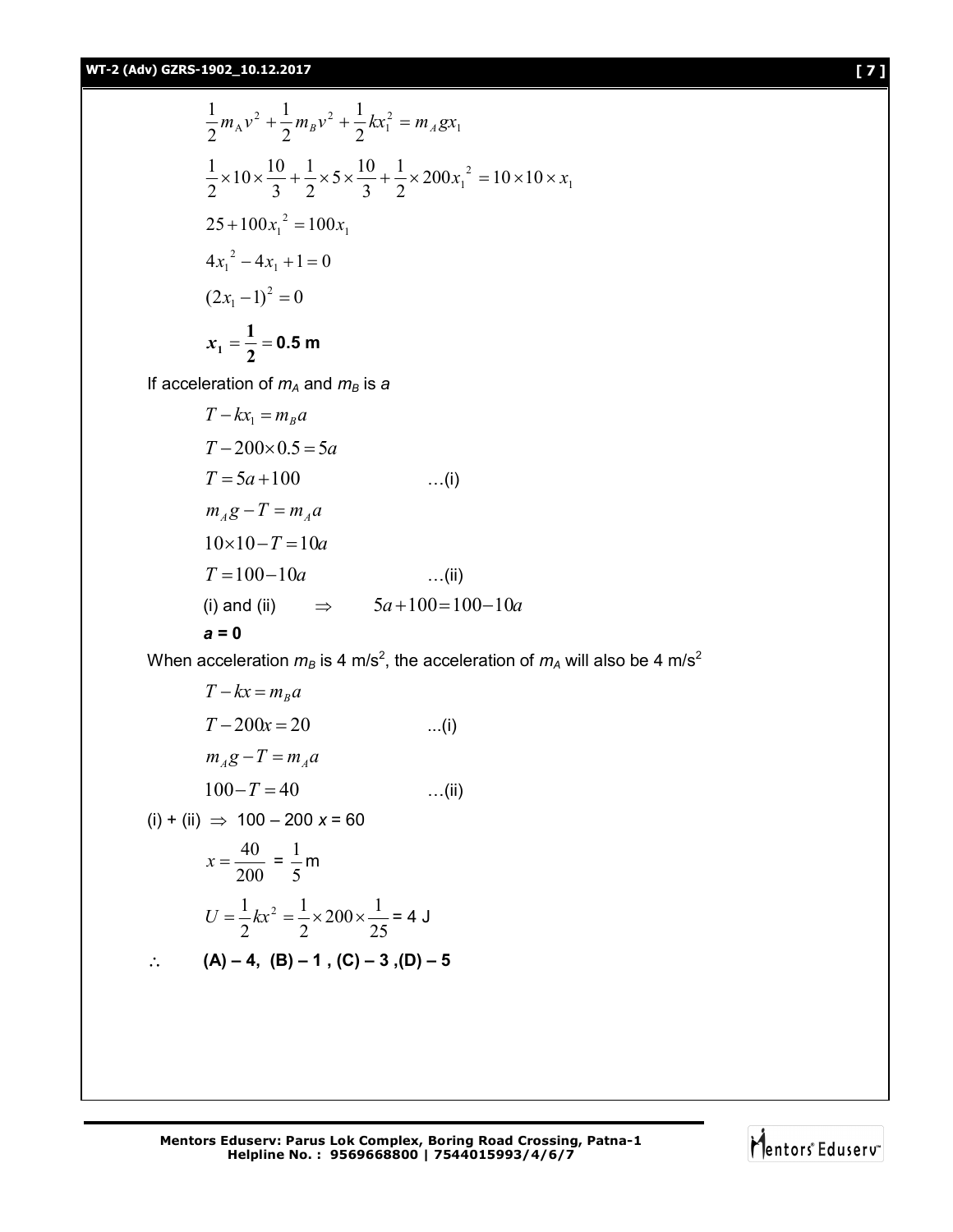$$\frac{1}{2}m_A v^2 + \frac{1}{2}m_B v^2 + \frac{1}{2}kx_1^2 = m_A g x_1$$

$$\frac{1}{2}\times 10\times\frac{10}{3} + \frac{1}{2}\times 5\times\frac{10}{3} + \frac{1}{2}\times 200 x_1^{\ 2} = 10\times 10\times x_1$$

$$25 + 100x_1^{\ 2} = 100x_1$$

$$4x_1^{\ 2} - 4x_1 + 1 = 0$$

$$(2x_1 - 1)^2 = 0$$

$$\boldsymbol{x_1 = \frac{1}{2} = 0.5\ \text{m}}$$

If acceleration of $m_A$ and $m_B$ is $a$

$$T - kx_1 = m_B a$$

$$T - 200\times 0.5 = 5a$$

$$T = 5a + 100 \qquad \ldots\text{(i)}$$

$$m_A g - T = m_A a$$

$$10\times 10 - T = 10a$$

$$T = 100 - 10a \qquad \ldots\text{(ii)}$$

(i) and (ii) $\Rightarrow$ $5a + 100 = 100 - 10a$

***a* = 0**

When acceleration $m_B$ is 4 m/s$^2$, the acceleration of $m_A$ will also be 4 m/s$^2$

$$T - kx = m_B a$$

$$T - 200x = 20 \qquad \ldots\text{(i)}$$

$$m_A g - T = m_A a$$

$$100 - T = 40 \qquad \ldots\text{(ii)}$$

(i) + (ii) $\Rightarrow$ $100 - 200x = 60$

$$x = \frac{40}{200} = \frac{1}{5}\ \text{m}$$

$$U = \frac{1}{2}kx^2 = \frac{1}{2}\times 200\times\frac{1}{25} = 4\ \text{J}$$

$\therefore$ **(A) – 4, (B) – 1 , (C) – 3 ,(D) – 5**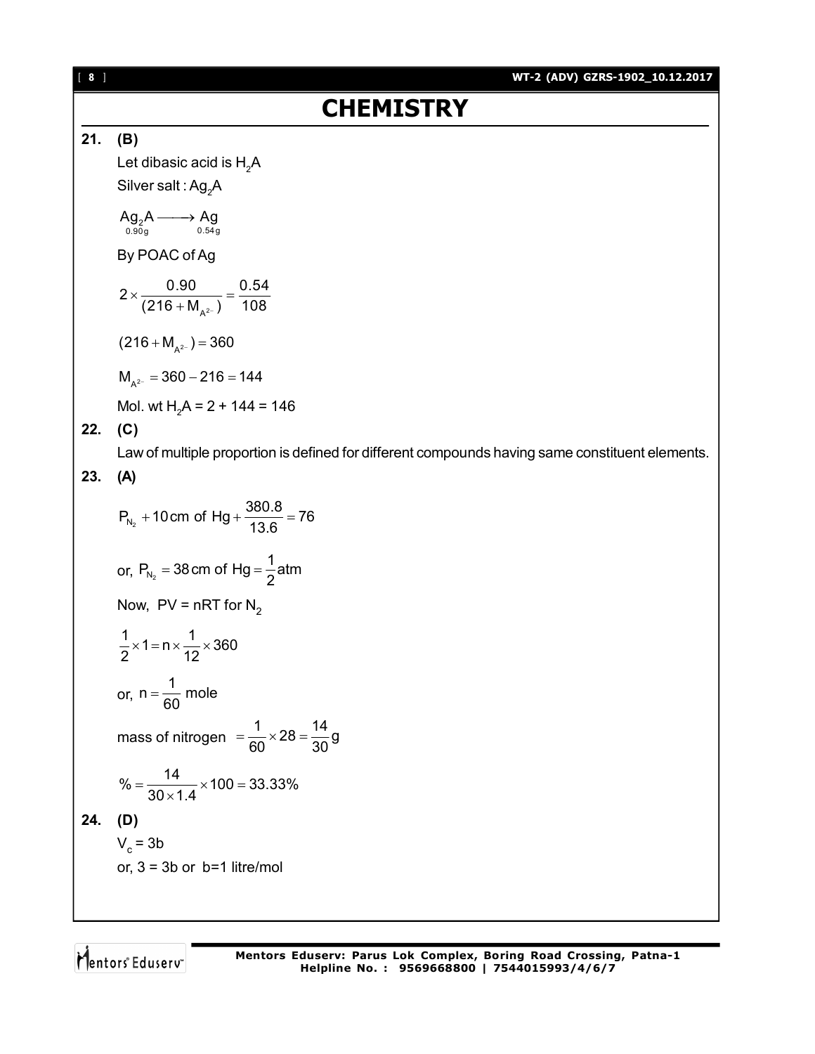# CHEMISTRY

**21. (B)**

Let dibasic acid is $H_2A$

Silver salt : $Ag_2A$

$$\underset{0.90g}{Ag_2A} \longrightarrow \underset{0.54g}{Ag}$$

By POAC of Ag

$$2 \times \frac{0.90}{(216 + M_{A^{2-}})} = \frac{0.54}{108}$$

$$(216 + M_{A^{2-}}) = 360$$

$$M_{A^{2-}} = 360 - 216 = 144$$

Mol. wt $H_2A$ = 2 + 144 = 146

**22. (C)**

Law of multiple proportion is defined for different compounds having same constituent elements.

**23. (A)**

$$P_{N_2} + 10\,\text{cm of Hg} + \frac{380.8}{13.6} = 76$$

$$\text{or, } P_{N_2} = 38\,\text{cm of Hg} = \frac{1}{2}\text{atm}$$

Now, PV = nRT for $N_2$

$$\frac{1}{2} \times 1 = n \times \frac{1}{12} \times 360$$

$$\text{or, } n = \frac{1}{60}\text{ mole}$$

$$\text{mass of nitrogen } = \frac{1}{60} \times 28 = \frac{14}{30}\text{g}$$

$$\% = \frac{14}{30 \times 1.4} \times 100 = 33.33\%$$

**24. (D)**

$V_c$ = 3b

or, 3 = 3b or b=1 litre/mol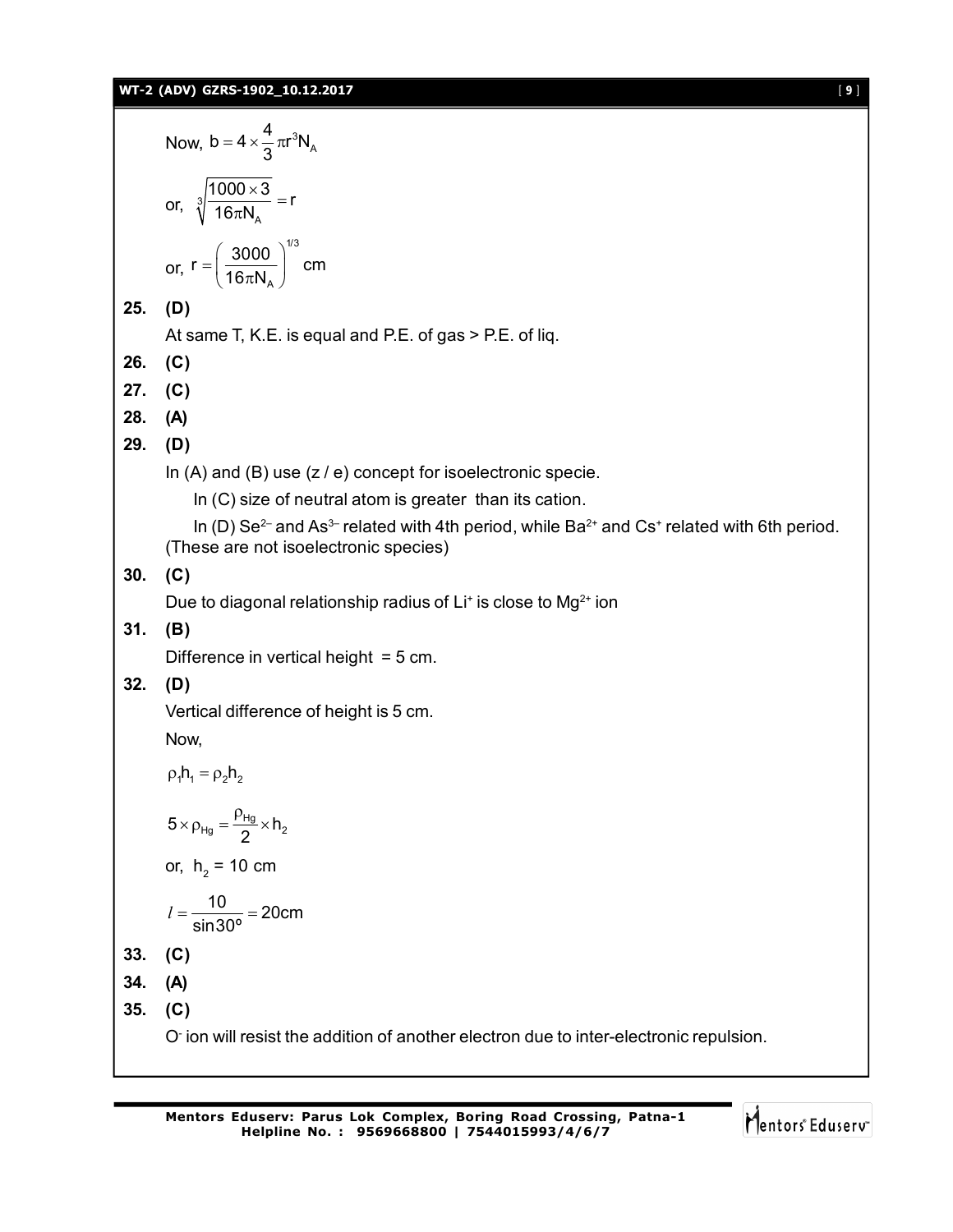Now, $b = 4 \times \frac{4}{3}\pi r^3 N_A$

or, $\sqrt[3]{\frac{1000 \times 3}{16\pi N_A}} = r$

or, $r = \left(\frac{3000}{16\pi N_A}\right)^{1/3}$ cm

**25. (D)**

At same T, K.E. is equal and P.E. of gas > P.E. of liq.

**26. (C)**

**27. (C)**

**28. (A)**

**29. (D)**

In (A) and (B) use (z / e) concept for isoelectronic specie.

In (C) size of neutral atom is greater than its cation.

In (D) $Se^{2-}$ and $As^{3-}$ related with 4th period, while $Ba^{2+}$ and $Cs^{+}$ related with 6th period. (These are not isoelectronic species)

**30. (C)**

Due to diagonal relationship radius of $Li^{+}$ is close to $Mg^{2+}$ ion

**31. (B)**

Difference in vertical height = 5 cm.

**32. (D)**

Vertical difference of height is 5 cm.

Now,

$$\rho_1 h_1 = \rho_2 h_2$$

$$5 \times \rho_{Hg} = \frac{\rho_{Hg}}{2} \times h_2$$

or, $h_2$ = 10 cm

$$l = \frac{10}{\sin 30^{o}} = 20\text{cm}$$

**33. (C)**

**34. (A)**

**35. (C)**

$O^{-}$ ion will resist the addition of another electron due to inter-electronic repulsion.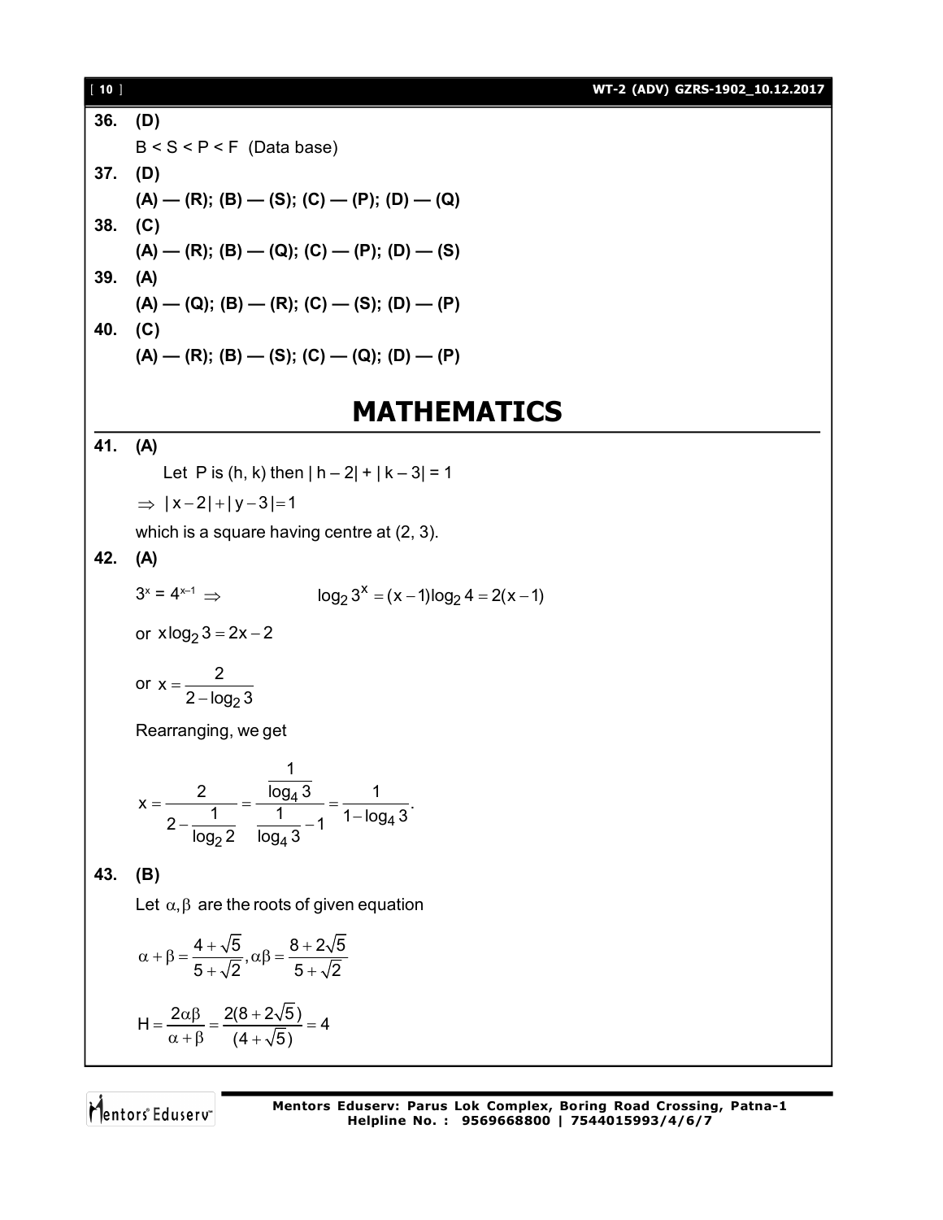**36. (D)**

B < S < P < F (Data base)

**37. (D)**

**(A) — (R); (B) — (S); (C) — (P); (D) — (Q)**

**38. (C)**

**(A) — (R); (B) — (Q); (C) — (P); (D) — (S)**

**39. (A)**

**(A) — (Q); (B) — (R); (C) — (S); (D) — (P)**

**40. (C)**

**(A) — (R); (B) — (S); (C) — (Q); (D) — (P)**

# MATHEMATICS

**41. (A)**

Let P is (h, k) then $|h - 2| + |k - 3| = 1$

$\Rightarrow |x-2|+|y-3|=1$

which is a square having centre at (2, 3).

**42. (A)**

$3^x = 4^{x-1} \Rightarrow \qquad \log_2 3^x = (x-1)\log_2 4 = 2(x-1)$

or $x\log_2 3 = 2x - 2$

or $x = \dfrac{2}{2-\log_2 3}$

Rearranging, we get

$$x = \frac{2}{2-\dfrac{1}{\log_2 2}} = \frac{\dfrac{1}{\log_4 3}}{\dfrac{1}{\log_4 3}-1} = \frac{1}{1-\log_4 3}.$$

**43. (B)**

Let $\alpha, \beta$ are the roots of given equation

$$\alpha+\beta = \frac{4+\sqrt{5}}{5+\sqrt{2}}, \alpha\beta = \frac{8+2\sqrt{5}}{5+\sqrt{2}}$$

$$H = \frac{2\alpha\beta}{\alpha+\beta} = \frac{2(8+2\sqrt{5})}{(4+\sqrt{5})} = 4$$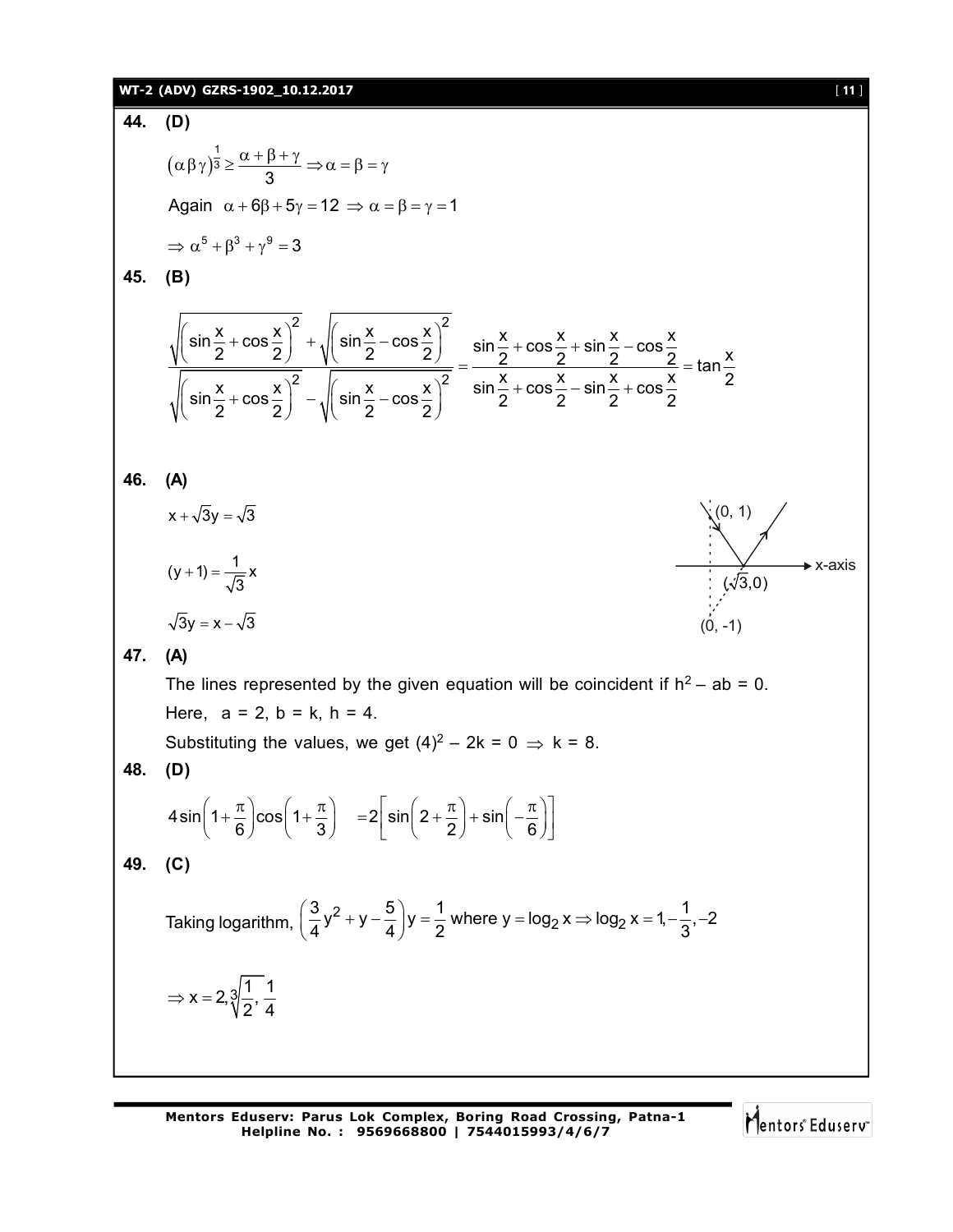**44. (D)**

$$(\alpha\beta\gamma)^{\frac{1}{3}} \geq \frac{\alpha+\beta+\gamma}{3} \Rightarrow \alpha = \beta = \gamma$$

Again $\alpha + 6\beta + 5\gamma = 12 \Rightarrow \alpha = \beta = \gamma = 1$

$$\Rightarrow \alpha^5 + \beta^3 + \gamma^9 = 3$$

**45. (B)**

$$\frac{\sqrt{\left(\sin\frac{x}{2}+\cos\frac{x}{2}\right)^2} + \sqrt{\left(\sin\frac{x}{2}-\cos\frac{x}{2}\right)^2}}{\sqrt{\left(\sin\frac{x}{2}+\cos\frac{x}{2}\right)^2} - \sqrt{\left(\sin\frac{x}{2}-\cos\frac{x}{2}\right)^2}} = \frac{\sin\frac{x}{2}+\cos\frac{x}{2}+\sin\frac{x}{2}-\cos\frac{x}{2}}{\sin\frac{x}{2}+\cos\frac{x}{2}-\sin\frac{x}{2}+\cos\frac{x}{2}} = \tan\frac{x}{2}$$

**46. (A)**

$x + \sqrt{3}y = \sqrt{3}$

$(y+1) = \frac{1}{\sqrt{3}}x$

$\sqrt{3}y = x - \sqrt{3}$

(0, 1)

x-axis

$(\sqrt{3}, 0)$

(0, -1)

**47. (A)**

The lines represented by the given equation will be coincident if $h^2 - ab = 0$.

Here, a = 2, b = k, h = 4.

Substituting the values, we get $(4)^2 - 2k = 0 \Rightarrow k = 8$.

**48. (D)**

$$4\sin\left(1+\frac{\pi}{6}\right)\cos\left(1+\frac{\pi}{3}\right) \quad = 2\left[\sin\left(2+\frac{\pi}{2}\right)+\sin\left(-\frac{\pi}{6}\right)\right]$$

**49. (C)**

Taking logarithm, $\left(\frac{3}{4}y^2 + y - \frac{5}{4}\right)y = \frac{1}{2}$ where $y = \log_2 x \Rightarrow \log_2 x = 1, -\frac{1}{3}, -2$

$$\Rightarrow x = 2, \sqrt[3]{\frac{1}{2}}, \frac{1}{4}$$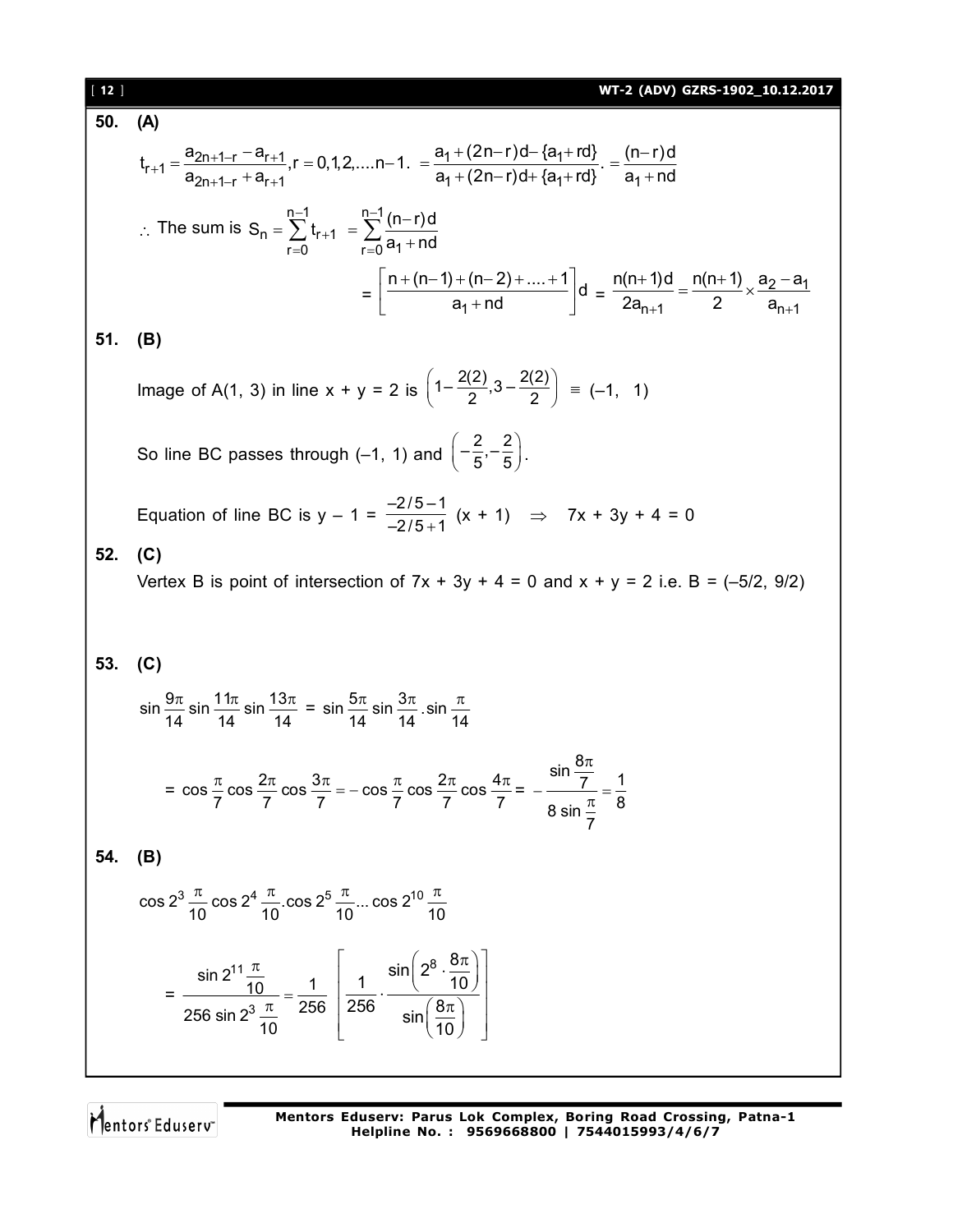**50. (A)**

$$t_{r+1} = \frac{a_{2n+1-r} - a_{r+1}}{a_{2n+1-r} + a_{r+1}}, r = 0,1,2,....n-1. = \frac{a_1 + (2n-r)d - \{a_1 + rd\}}{a_1 + (2n-r)d + \{a_1 + rd\}}. = \frac{(n-r)d}{a_1 + nd}$$

$$\therefore \text{ The sum is } S_n = \sum_{r=0}^{n-1} t_{r+1} = \sum_{r=0}^{n-1} \frac{(n-r)d}{a_1 + nd}$$

$$= \left[\frac{n + (n-1) + (n-2) + .... + 1}{a_1 + nd}\right] d = \frac{n(n+1)d}{2a_{n+1}} = \frac{n(n+1)}{2} \times \frac{a_2 - a_1}{a_{n+1}}$$

**51. (B)**

Image of A(1, 3) in line x + y = 2 is $\left(1 - \frac{2(2)}{2}, 3 - \frac{2(2)}{2}\right) \equiv (-1, \ 1)$

So line BC passes through (–1, 1) and $\left(-\frac{2}{5}, -\frac{2}{5}\right)$.

Equation of line BC is $y - 1 = \frac{-2/5 - 1}{-2/5 + 1}(x + 1) \Rightarrow 7x + 3y + 4 = 0$

**52. (C)**

Vertex B is point of intersection of 7x + 3y + 4 = 0 and x + y = 2 i.e. B = (–5/2, 9/2)

**53. (C)**

$$\sin\frac{9\pi}{14}\sin\frac{11\pi}{14}\sin\frac{13\pi}{14} = \sin\frac{5\pi}{14}\sin\frac{3\pi}{14}.\sin\frac{\pi}{14}$$

$$= \cos\frac{\pi}{7}\cos\frac{2\pi}{7}\cos\frac{3\pi}{7} = -\cos\frac{\pi}{7}\cos\frac{2\pi}{7}\cos\frac{4\pi}{7} = -\frac{\sin\frac{8\pi}{7}}{8\sin\frac{\pi}{7}} = \frac{1}{8}$$

**54. (B)**

$$\cos 2^3\frac{\pi}{10}\cos 2^4\frac{\pi}{10}.\cos 2^5\frac{\pi}{10}...\cos 2^{10}\frac{\pi}{10}$$

$$= \frac{\sin 2^{11}\frac{\pi}{10}}{256\sin 2^3\frac{\pi}{10}} = \frac{1}{256}\left[\frac{1}{256}\cdot\frac{\sin\left(2^8\cdot\frac{8\pi}{10}\right)}{\sin\left(\frac{8\pi}{10}\right)}\right]$$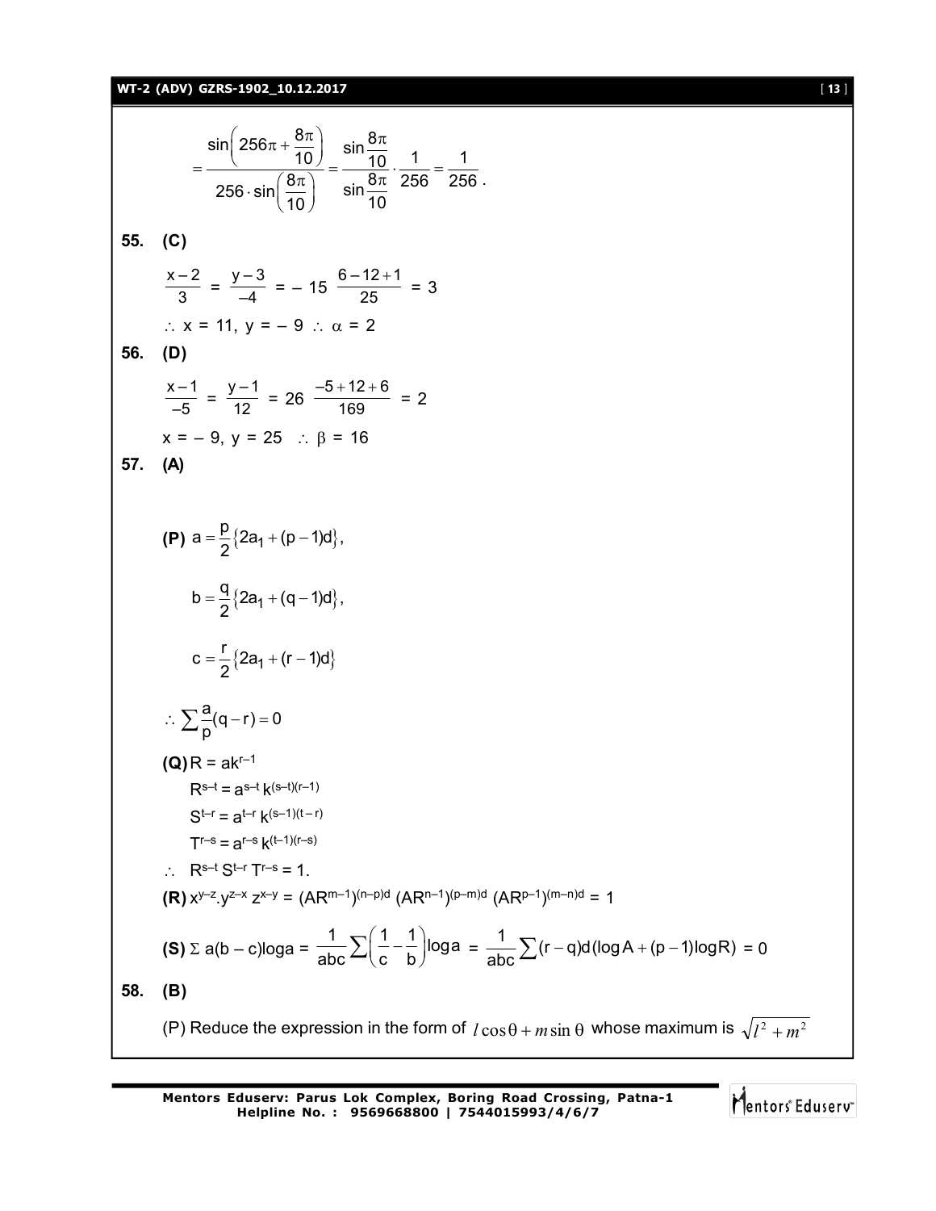$$= \frac{\sin\left(256\pi + \frac{8\pi}{10}\right)}{256 \cdot \sin\left(\frac{8\pi}{10}\right)} = \frac{\sin\frac{8\pi}{10}}{\sin\frac{8\pi}{10}} \cdot \frac{1}{256} = \frac{1}{256}.$$

**55. (C)**

$$\frac{x-2}{3} = \frac{y-3}{-4} = -15\ \frac{6-12+1}{25} = 3$$

$\therefore$ x = 11, y = – 9 $\therefore \alpha = 2$

**56. (D)**

$$\frac{x-1}{-5} = \frac{y-1}{12} = 26\ \frac{-5+12+6}{169} = 2$$

x = – 9, y = 25 $\therefore \beta = 16$

**57. (A)**

**(P)** $a = \frac{p}{2}\{2a_1 + (p-1)d\}$,

$b = \frac{q}{2}\{2a_1 + (q-1)d\}$,

$c = \frac{r}{2}\{2a_1 + (r-1)d\}$

$\therefore \sum \frac{a}{p}(q-r) = 0$

**(Q)** $R = ak^{r-1}$

$R^{s-t} = a^{s-t} k^{(s-t)(r-1)}$

$S^{t-r} = a^{t-r} k^{(s-1)(t-r)}$

$T^{r-s} = a^{r-s} k^{(t-1)(r-s)}$

$\therefore$ $R^{s-t} S^{t-r} T^{r-s} = 1$.

**(R)** $x^{y-z}.y^{z-x} z^{x-y} = (AR^{m-1})^{(n-p)d} (AR^{n-1})^{(p-m)d} (AR^{p-1})^{(m-n)d} = 1$

**(S)** $\Sigma\ a(b-c)\log a = \frac{1}{abc}\sum\left(\frac{1}{c} - \frac{1}{b}\right)\log a = \frac{1}{abc}\sum(r-q)d(\log A + (p-1)\log R) = 0$

**58. (B)**

(P) Reduce the expression in the form of $l\cos\theta + m\sin\theta$ whose maximum is $\sqrt{l^2 + m^2}$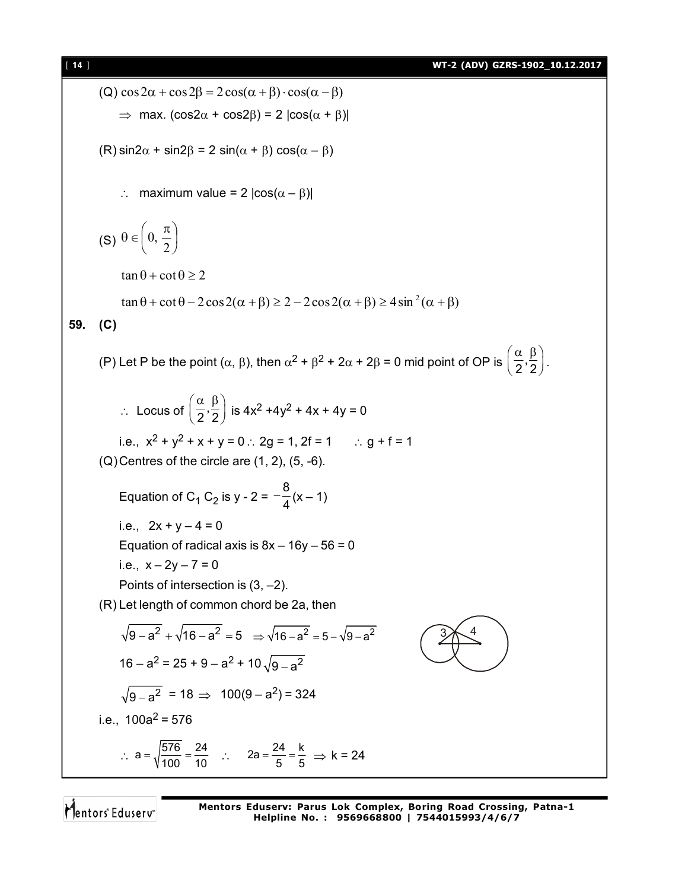(Q) $\cos 2\alpha + \cos 2\beta = 2\cos(\alpha+\beta)\cdot\cos(\alpha-\beta)$

$\Rightarrow$ max. $(\cos 2\alpha + \cos 2\beta) = 2\,|\cos(\alpha+\beta)|$

(R) $\sin 2\alpha + \sin 2\beta = 2\sin(\alpha+\beta)\cos(\alpha-\beta)$

$\therefore$ maximum value $= 2\,|\cos(\alpha-\beta)|$

(S) $\theta \in \left(0, \frac{\pi}{2}\right)$

$\tan\theta + \cot\theta \geq 2$

$\tan\theta + \cot\theta - 2\cos 2(\alpha+\beta) \geq 2 - 2\cos 2(\alpha+\beta) \geq 4\sin^2(\alpha+\beta)$

**59. (C)**

(P) Let P be the point $(\alpha, \beta)$, then $\alpha^2 + \beta^2 + 2\alpha + 2\beta = 0$ mid point of OP is $\left(\frac{\alpha}{2}, \frac{\beta}{2}\right)$.

$\therefore$ Locus of $\left(\frac{\alpha}{2}, \frac{\beta}{2}\right)$ is $4x^2 + 4y^2 + 4x + 4y = 0$

i.e., $x^2 + y^2 + x + y = 0 \therefore 2g = 1, 2f = 1 \quad \therefore g + f = 1$

(Q) Centres of the circle are (1, 2), (5, -6).

Equation of $C_1 C_2$ is $y - 2 = -\frac{8}{4}(x-1)$

i.e., $2x + y - 4 = 0$

Equation of radical axis is $8x - 16y - 56 = 0$

i.e., $x - 2y - 7 = 0$

Points of intersection is (3, –2).

(R) Let length of common chord be 2a, then

$\sqrt{9-a^2} + \sqrt{16-a^2} = 5 \quad \Rightarrow \sqrt{16-a^2} = 5 - \sqrt{9-a^2}$

$16 - a^2 = 25 + 9 - a^2 + 10\sqrt{9-a^2}$

$\sqrt{9-a^2} = 18 \Rightarrow \quad 100(9 - a^2) = 324$

i.e., $100a^2 = 576$

$\therefore \ a = \sqrt{\frac{576}{100}} = \frac{24}{10} \quad \therefore \quad 2a = \frac{24}{5} = \frac{k}{5} \Rightarrow k = 24$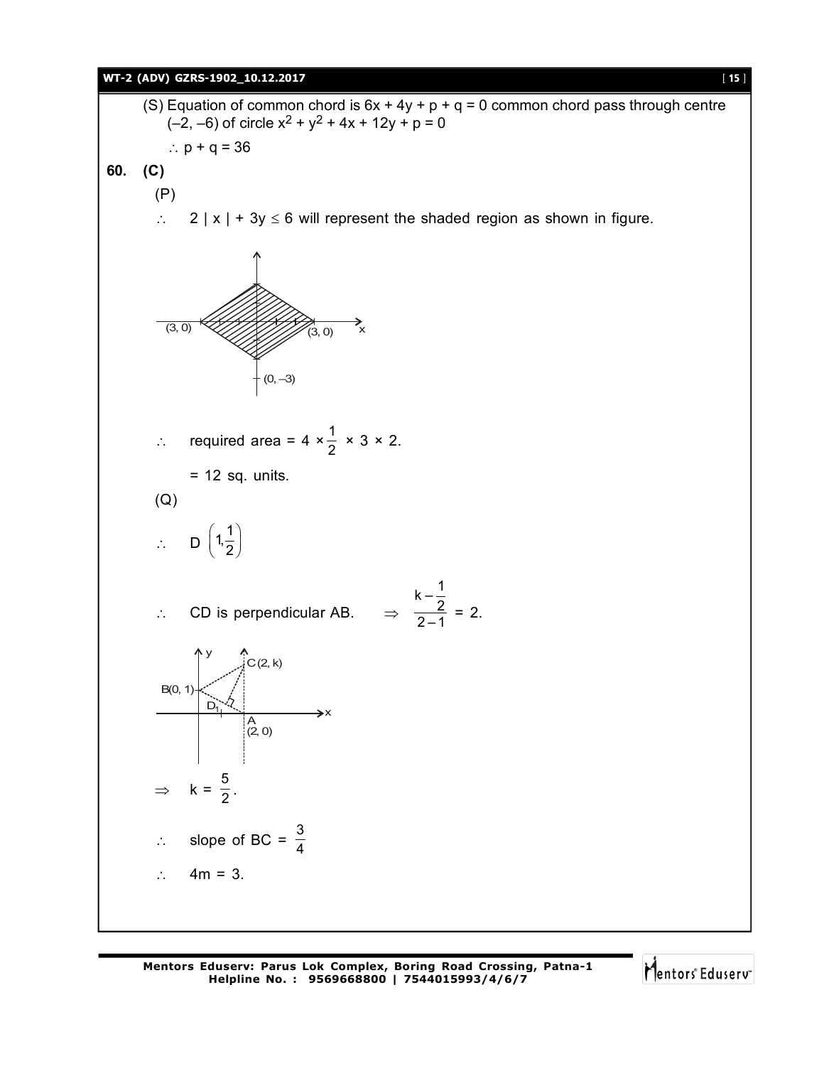(S) Equation of common chord is $6x + 4y + p + q = 0$ common chord pass through centre $(-2, -6)$ of circle $x^2 + y^2 + 4x + 12y + p = 0$

$\therefore\ p + q = 36$

**60. (C)**

(P)

$\therefore$ $2|x| + 3y \leq 6$ will represent the shaded region as shown in figure.

$\therefore$ required area $= 4 \times \frac{1}{2} \times 3 \times 2$.

$= 12$ sq. units.

(Q)

$\therefore$ $D\left(1, \frac{1}{2}\right)$

$\therefore$ CD is perpendicular AB. $\Rightarrow$ $\frac{k - \frac{1}{2}}{2 - 1} = 2$.

$\Rightarrow$ $k = \frac{5}{2}$.

$\therefore$ slope of BC $= \frac{3}{4}$

$\therefore$ $4m = 3$.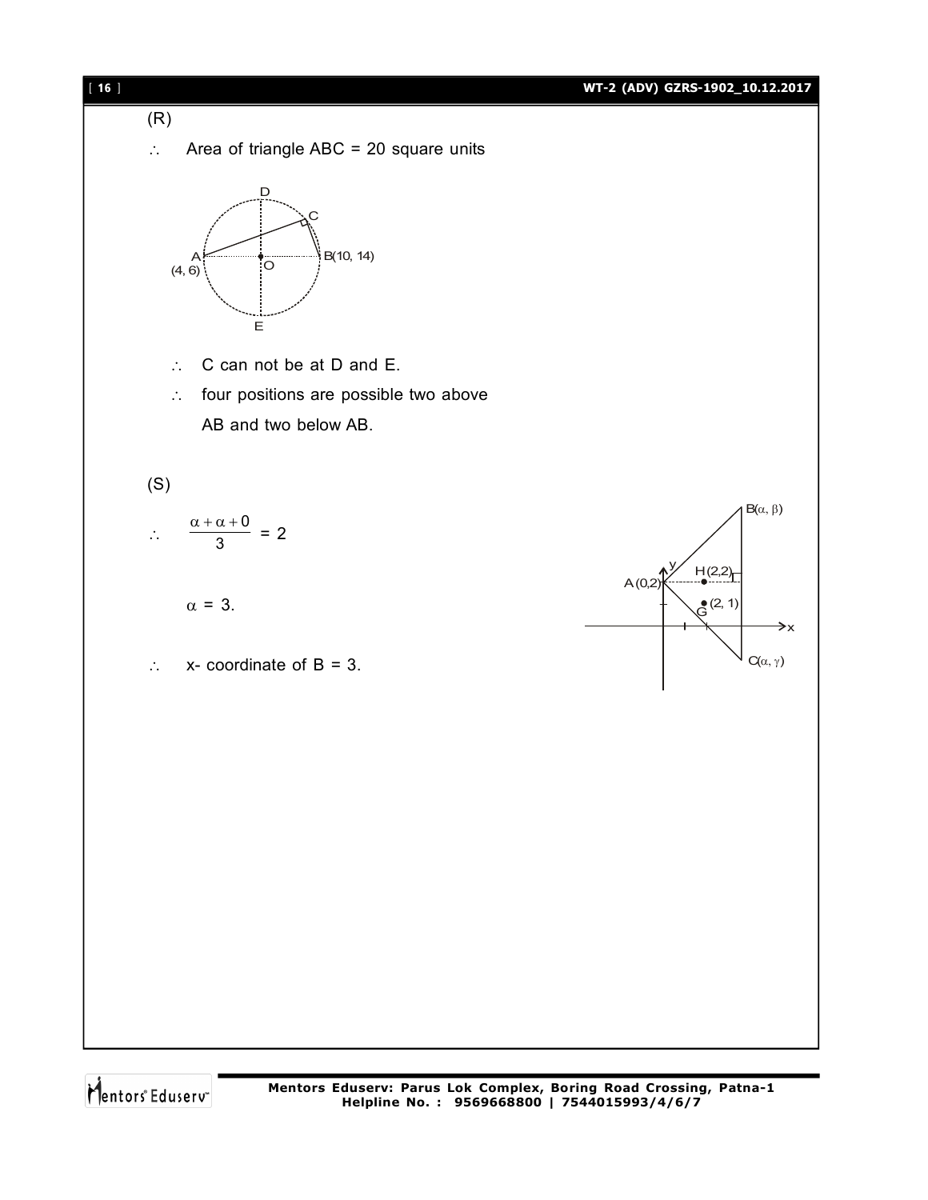(R)

$\therefore$ Area of triangle ABC = 20 square units

D

C

A

(4, 6)

O

B(10, 14)

E

$\therefore$ C can not be at D and E.

$\therefore$ four positions are possible two above AB and two below AB.

(S)

$\therefore \quad \frac{\alpha + \alpha + 0}{3} = 2$

$\alpha = 3.$

$\therefore$ x- coordinate of B = 3.

B$(\alpha, \beta)$

y

H(2,2)

A(0,2)

(2, 1)

G

x

C$(\alpha, \gamma)$